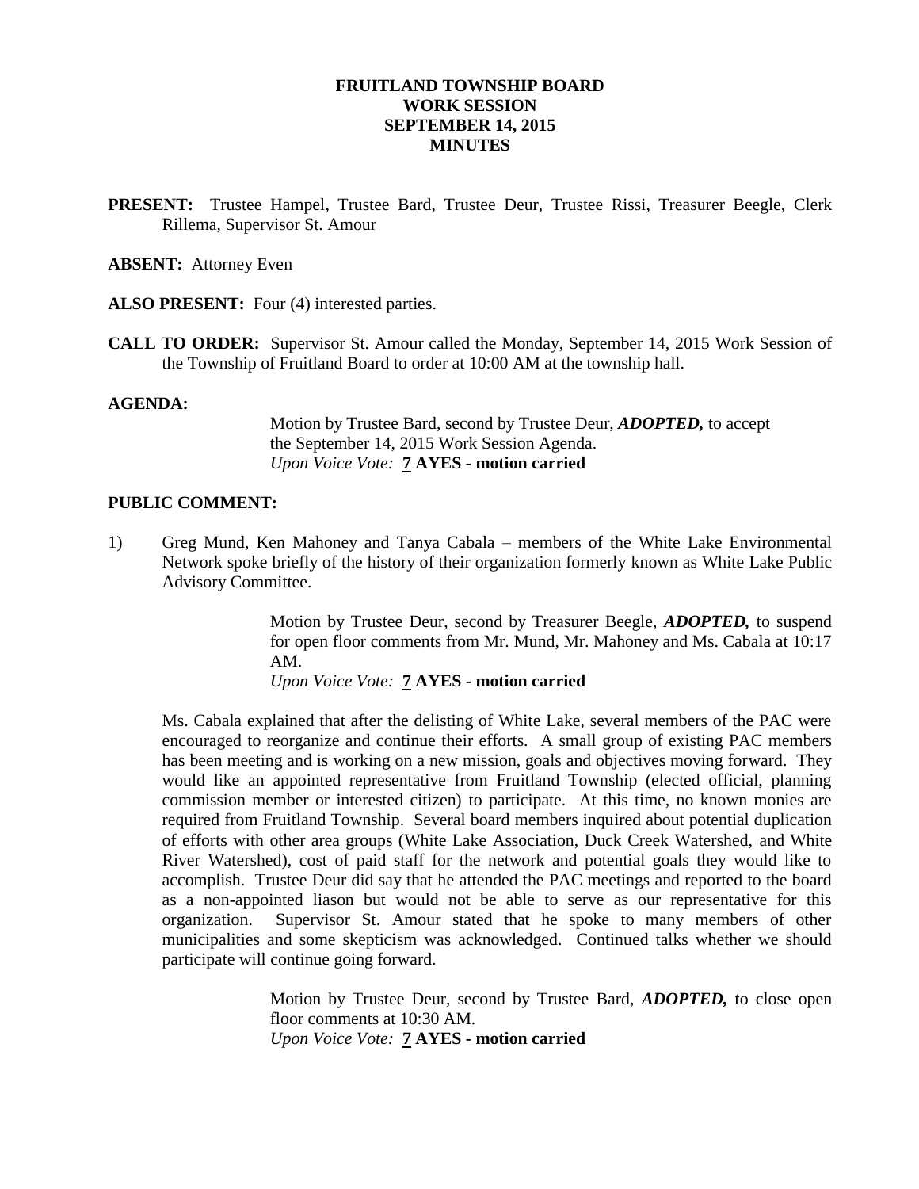# FRUITLAND TOWNSHIP BOARD
## WORK SESSION
## SEPTEMBER 14, 2015
## MINUTES

**PRESENT:** Trustee Hampel, Trustee Bard, Trustee Deur, Trustee Rissi, Treasurer Beegle, Clerk Rillema, Supervisor St. Amour

**ABSENT:** Attorney Even

**ALSO PRESENT:** Four (4) interested parties.

**CALL TO ORDER:** Supervisor St. Amour called the Monday, September 14, 2015 Work Session of the Township of Fruitland Board to order at 10:00 AM at the township hall.

**AGENDA:**

Motion by Trustee Bard, second by Trustee Deur, ***ADOPTED,*** to accept the September 14, 2015 Work Session Agenda.
*Upon Voice Vote:* **7 AYES - motion carried**

**PUBLIC COMMENT:**

1) Greg Mund, Ken Mahoney and Tanya Cabala – members of the White Lake Environmental Network spoke briefly of the history of their organization formerly known as White Lake Public Advisory Committee.

Motion by Trustee Deur, second by Treasurer Beegle, ***ADOPTED,*** to suspend for open floor comments from Mr. Mund, Mr. Mahoney and Ms. Cabala at 10:17 AM.
*Upon Voice Vote:* **7 AYES - motion carried**

Ms. Cabala explained that after the delisting of White Lake, several members of the PAC were encouraged to reorganize and continue their efforts. A small group of existing PAC members has been meeting and is working on a new mission, goals and objectives moving forward. They would like an appointed representative from Fruitland Township (elected official, planning commission member or interested citizen) to participate. At this time, no known monies are required from Fruitland Township. Several board members inquired about potential duplication of efforts with other area groups (White Lake Association, Duck Creek Watershed, and White River Watershed), cost of paid staff for the network and potential goals they would like to accomplish. Trustee Deur did say that he attended the PAC meetings and reported to the board as a non-appointed liason but would not be able to serve as our representative for this organization. Supervisor St. Amour stated that he spoke to many members of other municipalities and some skepticism was acknowledged. Continued talks whether we should participate will continue going forward.

Motion by Trustee Deur, second by Trustee Bard, ***ADOPTED,*** to close open floor comments at 10:30 AM.
*Upon Voice Vote:* **7 AYES - motion carried**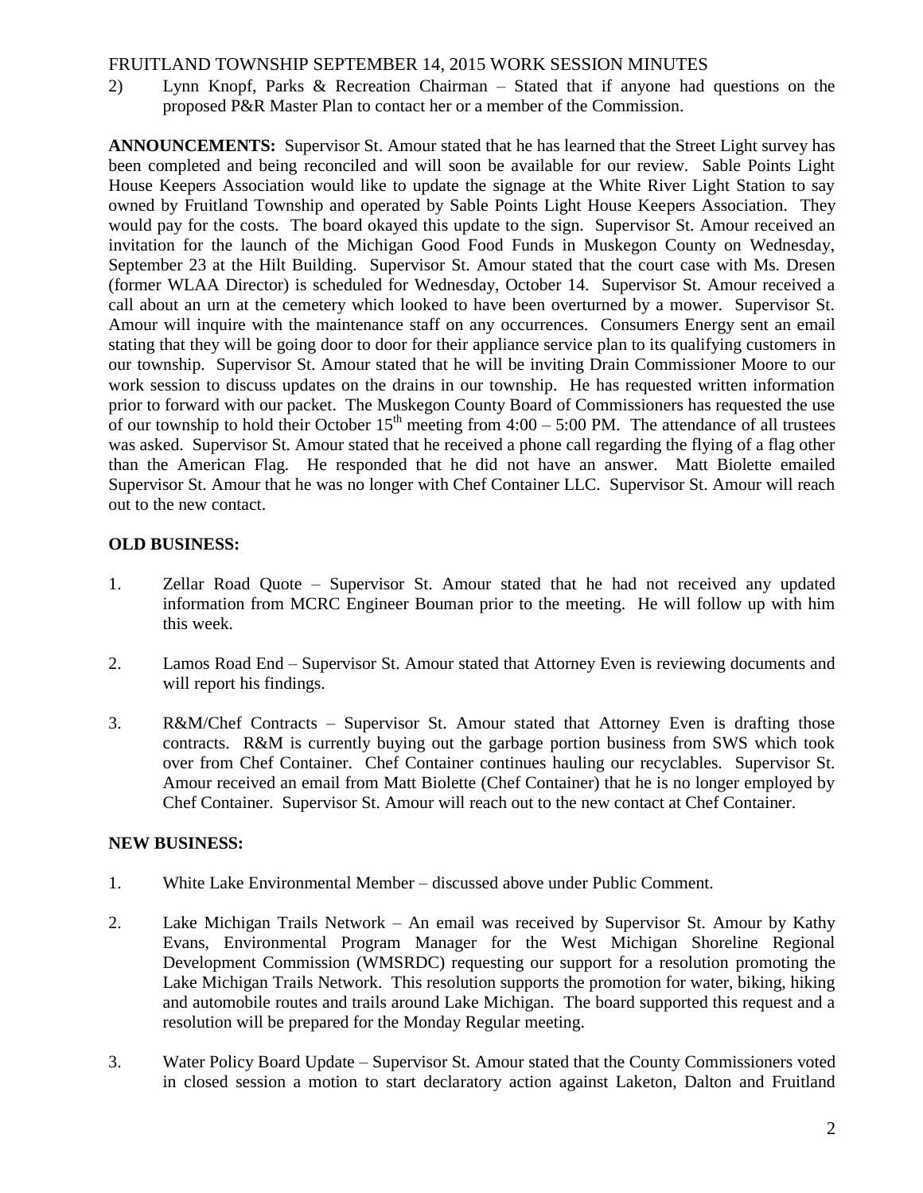2) Lynn Knopf, Parks & Recreation Chairman – Stated that if anyone had questions on the proposed P&R Master Plan to contact her or a member of the Commission.

**ANNOUNCEMENTS:** Supervisor St. Amour stated that he has learned that the Street Light survey has been completed and being reconciled and will soon be available for our review. Sable Points Light House Keepers Association would like to update the signage at the White River Light Station to say owned by Fruitland Township and operated by Sable Points Light House Keepers Association. They would pay for the costs. The board okayed this update to the sign. Supervisor St. Amour received an invitation for the launch of the Michigan Good Food Funds in Muskegon County on Wednesday, September 23 at the Hilt Building. Supervisor St. Amour stated that the court case with Ms. Dresen (former WLAA Director) is scheduled for Wednesday, October 14. Supervisor St. Amour received a call about an urn at the cemetery which looked to have been overturned by a mower. Supervisor St. Amour will inquire with the maintenance staff on any occurrences. Consumers Energy sent an email stating that they will be going door to door for their appliance service plan to its qualifying customers in our township. Supervisor St. Amour stated that he will be inviting Drain Commissioner Moore to our work session to discuss updates on the drains in our township. He has requested written information prior to forward with our packet. The Muskegon County Board of Commissioners has requested the use of our township to hold their October 15th meeting from 4:00 – 5:00 PM. The attendance of all trustees was asked. Supervisor St. Amour stated that he received a phone call regarding the flying of a flag other than the American Flag. He responded that he did not have an answer. Matt Biolette emailed Supervisor St. Amour that he was no longer with Chef Container LLC. Supervisor St. Amour will reach out to the new contact.

**OLD BUSINESS:**

1. Zellar Road Quote – Supervisor St. Amour stated that he had not received any updated information from MCRC Engineer Bouman prior to the meeting. He will follow up with him this week.

2. Lamos Road End – Supervisor St. Amour stated that Attorney Even is reviewing documents and will report his findings.

3. R&M/Chef Contracts – Supervisor St. Amour stated that Attorney Even is drafting those contracts. R&M is currently buying out the garbage portion business from SWS which took over from Chef Container. Chef Container continues hauling our recyclables. Supervisor St. Amour received an email from Matt Biolette (Chef Container) that he is no longer employed by Chef Container. Supervisor St. Amour will reach out to the new contact at Chef Container.

**NEW BUSINESS:**

1. White Lake Environmental Member – discussed above under Public Comment.

2. Lake Michigan Trails Network – An email was received by Supervisor St. Amour by Kathy Evans, Environmental Program Manager for the West Michigan Shoreline Regional Development Commission (WMSRDC) requesting our support for a resolution promoting the Lake Michigan Trails Network. This resolution supports the promotion for water, biking, hiking and automobile routes and trails around Lake Michigan. The board supported this request and a resolution will be prepared for the Monday Regular meeting.

3. Water Policy Board Update – Supervisor St. Amour stated that the County Commissioners voted in closed session a motion to start declaratory action against Laketon, Dalton and Fruitland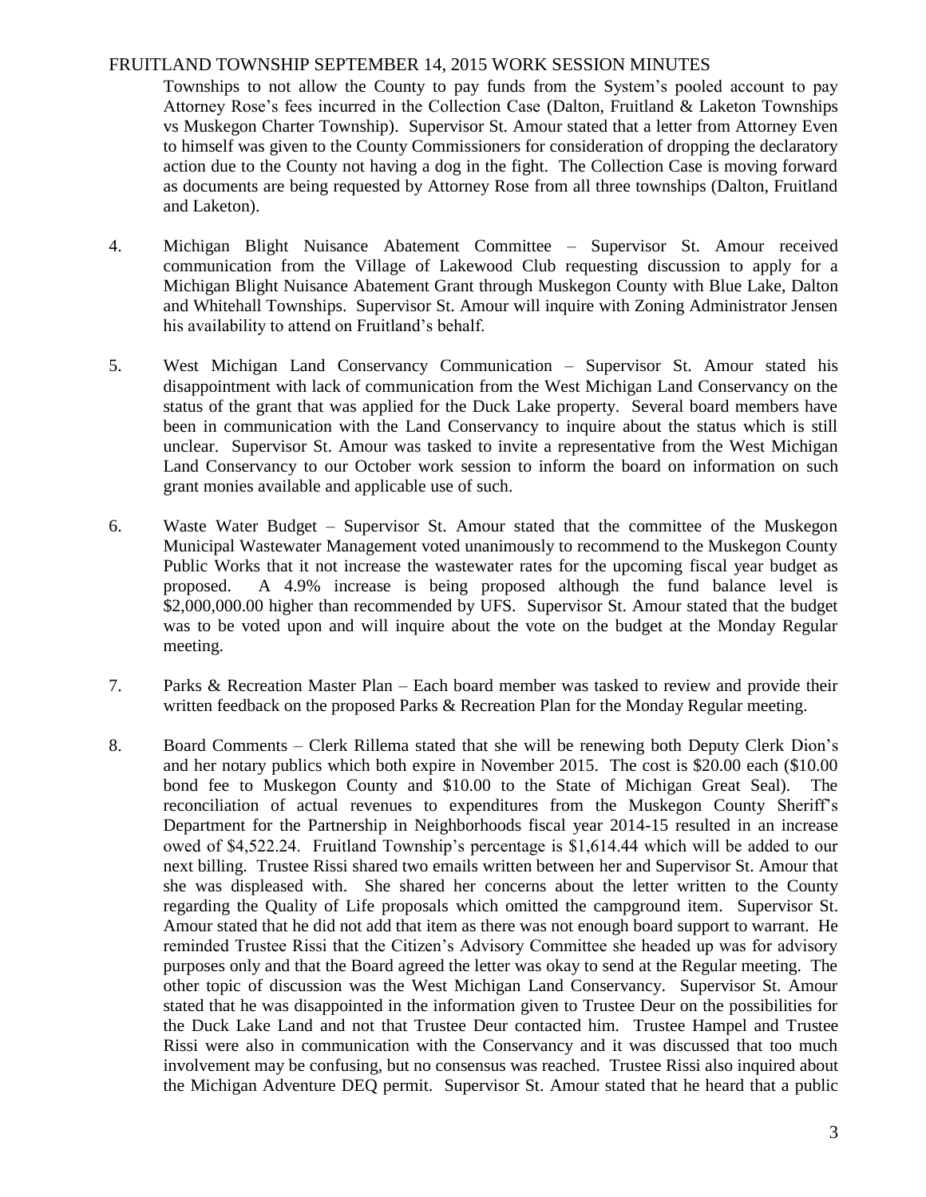Townships to not allow the County to pay funds from the System's pooled account to pay Attorney Rose's fees incurred in the Collection Case (Dalton, Fruitland & Laketon Townships vs Muskegon Charter Township). Supervisor St. Amour stated that a letter from Attorney Even to himself was given to the County Commissioners for consideration of dropping the declaratory action due to the County not having a dog in the fight. The Collection Case is moving forward as documents are being requested by Attorney Rose from all three townships (Dalton, Fruitland and Laketon).

4. Michigan Blight Nuisance Abatement Committee – Supervisor St. Amour received communication from the Village of Lakewood Club requesting discussion to apply for a Michigan Blight Nuisance Abatement Grant through Muskegon County with Blue Lake, Dalton and Whitehall Townships. Supervisor St. Amour will inquire with Zoning Administrator Jensen his availability to attend on Fruitland's behalf.

5. West Michigan Land Conservancy Communication – Supervisor St. Amour stated his disappointment with lack of communication from the West Michigan Land Conservancy on the status of the grant that was applied for the Duck Lake property. Several board members have been in communication with the Land Conservancy to inquire about the status which is still unclear. Supervisor St. Amour was tasked to invite a representative from the West Michigan Land Conservancy to our October work session to inform the board on information on such grant monies available and applicable use of such.

6. Waste Water Budget – Supervisor St. Amour stated that the committee of the Muskegon Municipal Wastewater Management voted unanimously to recommend to the Muskegon County Public Works that it not increase the wastewater rates for the upcoming fiscal year budget as proposed. A 4.9% increase is being proposed although the fund balance level is $2,000,000.00 higher than recommended by UFS. Supervisor St. Amour stated that the budget was to be voted upon and will inquire about the vote on the budget at the Monday Regular meeting.

7. Parks & Recreation Master Plan – Each board member was tasked to review and provide their written feedback on the proposed Parks & Recreation Plan for the Monday Regular meeting.

8. Board Comments – Clerk Rillema stated that she will be renewing both Deputy Clerk Dion's and her notary publics which both expire in November 2015. The cost is $20.00 each ($10.00 bond fee to Muskegon County and $10.00 to the State of Michigan Great Seal). The reconciliation of actual revenues to expenditures from the Muskegon County Sheriff's Department for the Partnership in Neighborhoods fiscal year 2014-15 resulted in an increase owed of $4,522.24. Fruitland Township's percentage is $1,614.44 which will be added to our next billing. Trustee Rissi shared two emails written between her and Supervisor St. Amour that she was displeased with. She shared her concerns about the letter written to the County regarding the Quality of Life proposals which omitted the campground item. Supervisor St. Amour stated that he did not add that item as there was not enough board support to warrant. He reminded Trustee Rissi that the Citizen's Advisory Committee she headed up was for advisory purposes only and that the Board agreed the letter was okay to send at the Regular meeting. The other topic of discussion was the West Michigan Land Conservancy. Supervisor St. Amour stated that he was disappointed in the information given to Trustee Deur on the possibilities for the Duck Lake Land and not that Trustee Deur contacted him. Trustee Hampel and Trustee Rissi were also in communication with the Conservancy and it was discussed that too much involvement may be confusing, but no consensus was reached. Trustee Rissi also inquired about the Michigan Adventure DEQ permit. Supervisor St. Amour stated that he heard that a public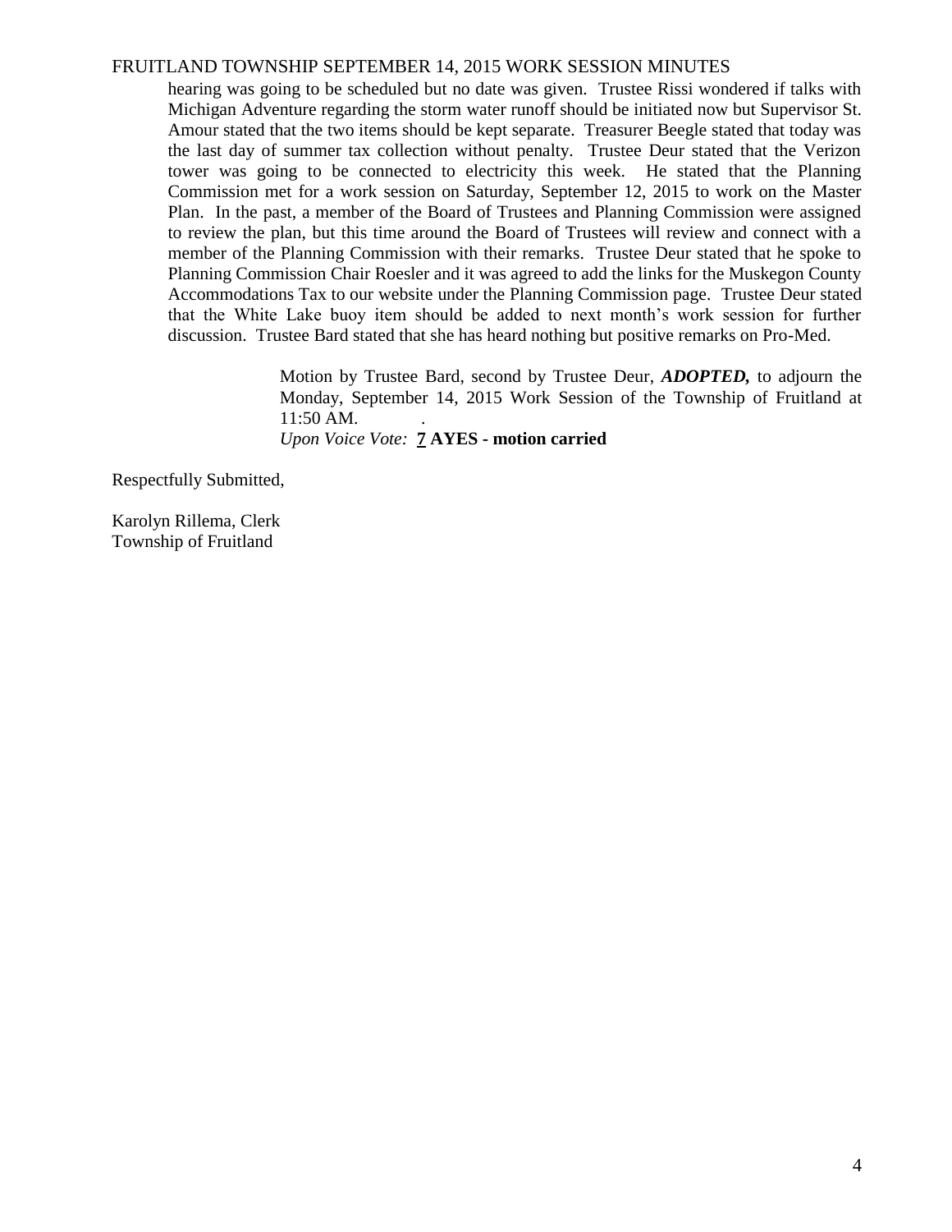hearing was going to be scheduled but no date was given. Trustee Rissi wondered if talks with Michigan Adventure regarding the storm water runoff should be initiated now but Supervisor St. Amour stated that the two items should be kept separate. Treasurer Beegle stated that today was the last day of summer tax collection without penalty. Trustee Deur stated that the Verizon tower was going to be connected to electricity this week. He stated that the Planning Commission met for a work session on Saturday, September 12, 2015 to work on the Master Plan. In the past, a member of the Board of Trustees and Planning Commission were assigned to review the plan, but this time around the Board of Trustees will review and connect with a member of the Planning Commission with their remarks. Trustee Deur stated that he spoke to Planning Commission Chair Roesler and it was agreed to add the links for the Muskegon County Accommodations Tax to our website under the Planning Commission page. Trustee Deur stated that the White Lake buoy item should be added to next month's work session for further discussion. Trustee Bard stated that she has heard nothing but positive remarks on Pro-Med.

> Motion by Trustee Bard, second by Trustee Deur, ***ADOPTED,*** to adjourn the Monday, September 14, 2015 Work Session of the Township of Fruitland at 11:50 AM.
>
> *Upon Voice Vote:* **7 AYES - motion carried**

Respectfully Submitted,

Karolyn Rillema, Clerk
Township of Fruitland